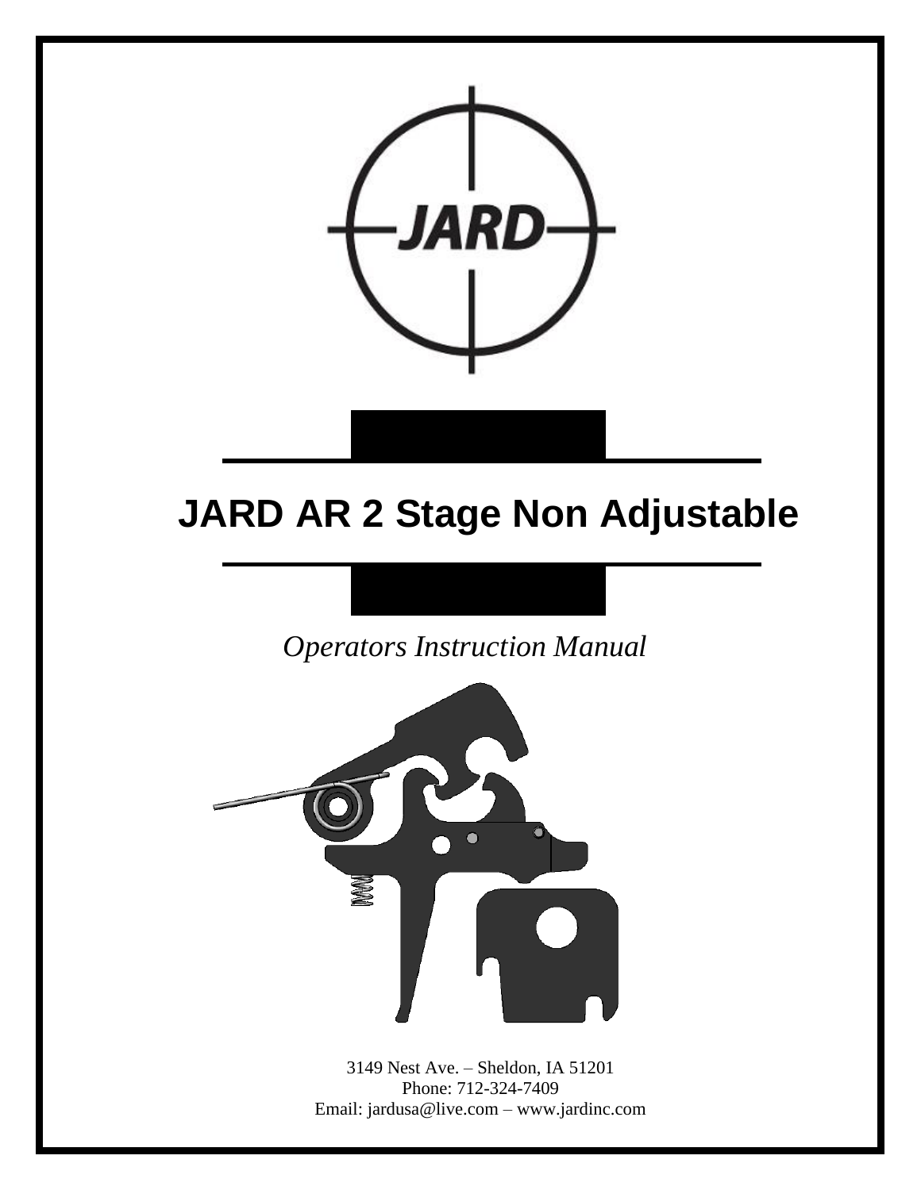# JARD AR 2 Stage Non Adjustable

*Operators Instruction Manual*

3149 Nest Ave. – Sheldon, IA 51201
Phone: 712-324-7409
Email: jardusa@live.com – www.jardinc.com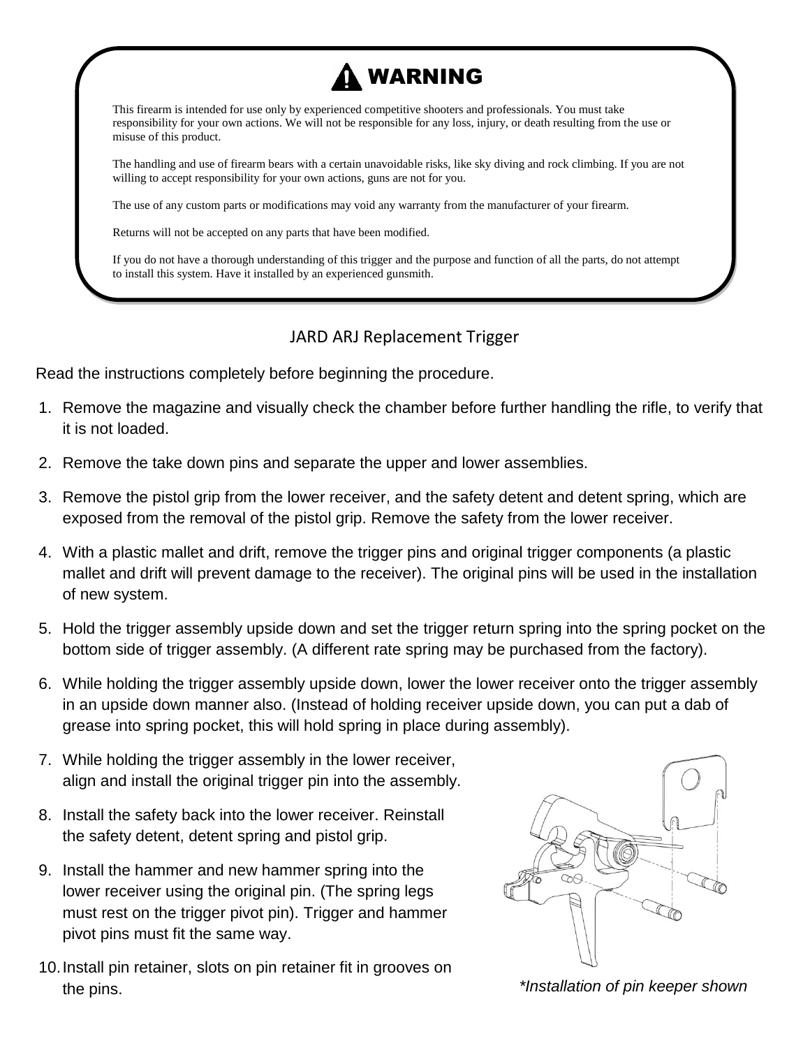## ⚠ WARNING

This firearm is intended for use only by experienced competitive shooters and professionals. You must take responsibility for your own actions. We will not be responsible for any loss, injury, or death resulting from the use or misuse of this product.

The handling and use of firearm bears with a certain unavoidable risks, like sky diving and rock climbing. If you are not willing to accept responsibility for your own actions, guns are not for you.

The use of any custom parts or modifications may void any warranty from the manufacturer of your firearm.

Returns will not be accepted on any parts that have been modified.

If you do not have a thorough understanding of this trigger and the purpose and function of all the parts, do not attempt to install this system. Have it installed by an experienced gunsmith.

# JARD ARJ Replacement Trigger

Read the instructions completely before beginning the procedure.

1. Remove the magazine and visually check the chamber before further handling the rifle, to verify that it is not loaded.
2. Remove the take down pins and separate the upper and lower assemblies.
3. Remove the pistol grip from the lower receiver, and the safety detent and detent spring, which are exposed from the removal of the pistol grip. Remove the safety from the lower receiver.
4. With a plastic mallet and drift, remove the trigger pins and original trigger components (a plastic mallet and drift will prevent damage to the receiver). The original pins will be used in the installation of new system.
5. Hold the trigger assembly upside down and set the trigger return spring into the spring pocket on the bottom side of trigger assembly. (A different rate spring may be purchased from the factory).
6. While holding the trigger assembly upside down, lower the lower receiver onto the trigger assembly in an upside down manner also. (Instead of holding receiver upside down, you can put a dab of grease into spring pocket, this will hold spring in place during assembly).
7. While holding the trigger assembly in the lower receiver, align and install the original trigger pin into the assembly.
8. Install the safety back into the lower receiver. Reinstall the safety detent, detent spring and pistol grip.
9. Install the hammer and new hammer spring into the lower receiver using the original pin. (The spring legs must rest on the trigger pivot pin). Trigger and hammer pivot pins must fit the same way.
10. Install pin retainer, slots on pin retainer fit in grooves on the pins.

*\*Installation of pin keeper shown*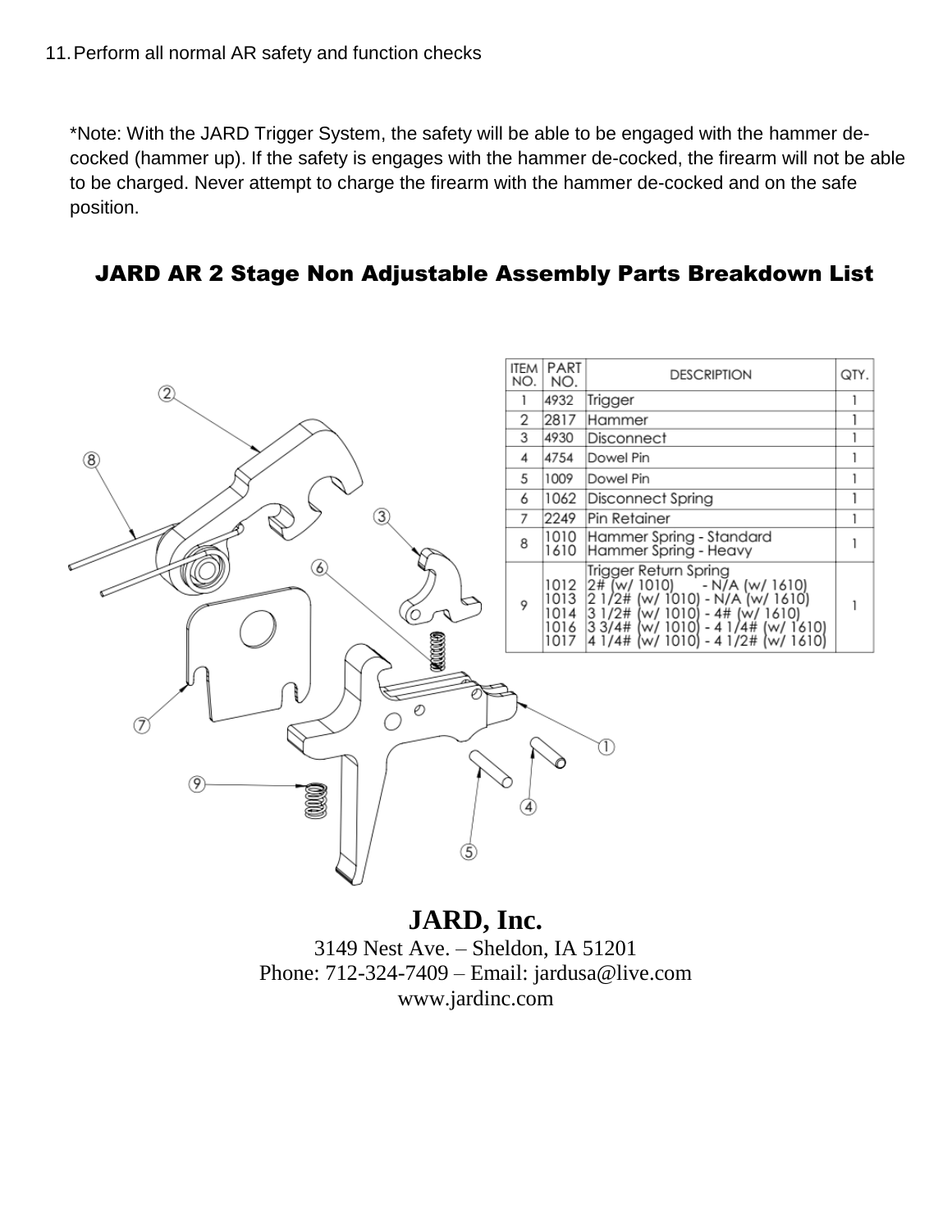11. Perform all normal AR safety and function checks

*Note: With the JARD Trigger System, the safety will be able to be engaged with the hammer de-cocked (hammer up). If the safety is engages with the hammer de-cocked, the firearm will not be able to be charged. Never attempt to charge the firearm with the hammer de-cocked and on the safe position.

## JARD AR 2 Stage Non Adjustable Assembly Parts Breakdown List

| ITEM NO. | PART NO. | DESCRIPTION | QTY. |
|---|---|---|---|
| 1 | 4932 | Trigger | 1 |
| 2 | 2817 | Hammer | 1 |
| 3 | 4930 | Disconnect | 1 |
| 4 | 4754 | Dowel Pin | 1 |
| 5 | 1009 | Dowel Pin | 1 |
| 6 | 1062 | Disconnect Spring | 1 |
| 7 | 2249 | Pin Retainer | 1 |
| 8 | 1010<br>1610 | Hammer Spring - Standard<br>Hammer Spring - Heavy | 1 |
| 9 | 1012<br>1013<br>1014<br>1016<br>1017 | Trigger Return Spring<br>2# (w/ 1010) - N/A (w/ 1610)<br>2 1/2# (w/ 1010) - N/A (w/ 1610)<br>3 1/2# (w/ 1010) - 4# (w/ 1610)<br>3 3/4# (w/ 1010) - 4 1/4# (w/ 1610)<br>4 1/4# (w/ 1010) - 4 1/2# (w/ 1610) | 1 |

①
②
③
④
⑤
⑥
⑦
⑧
⑨

**JARD, Inc.**

3149 Nest Ave. – Sheldon, IA 51201

Phone: 712-324-7409 – Email: jardusa@live.com

www.jardinc.com